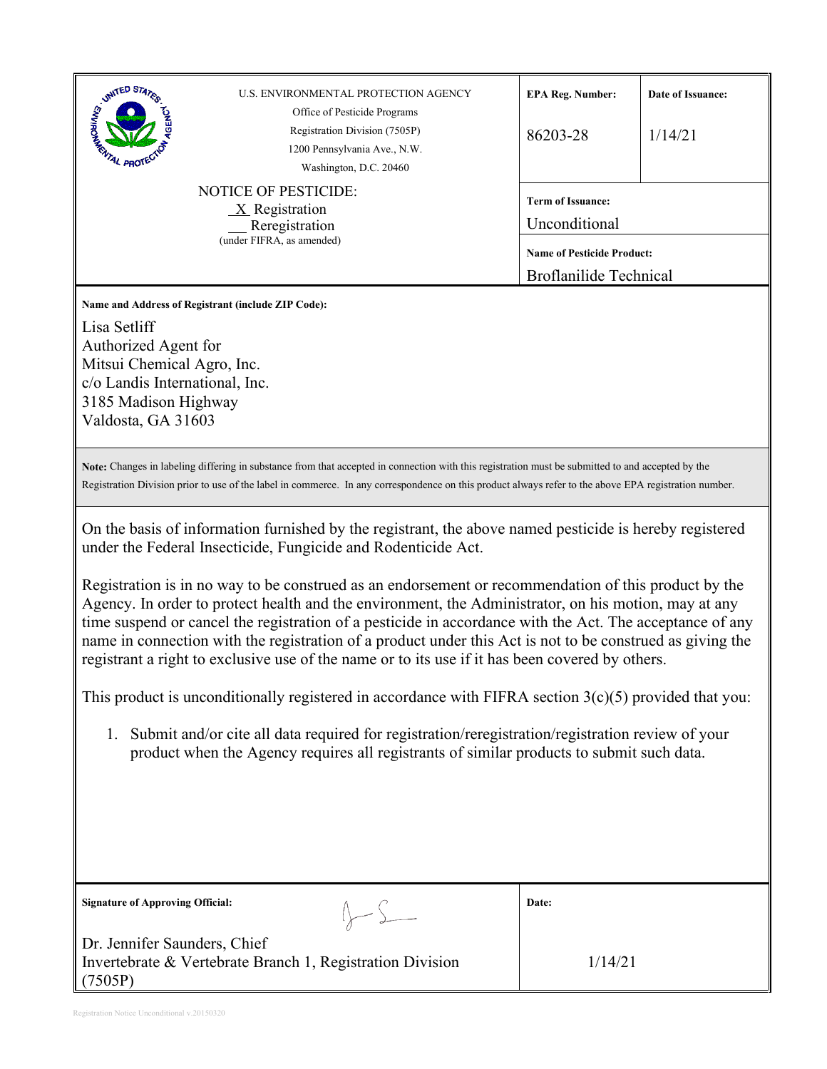U.S. ENVIRONMENTAL PROTECTION AGENCY
Office of Pesticide Programs
Registration Division (7505P)
1200 Pennsylvania Ave., N.W.
Washington, D.C. 20460

| EPA Reg. Number: | Date of Issuance: |
|---|---|
| 86203-28 | 1/14/21 |

**Term of Issuance:**
Unconditional

**Name of Pesticide Product:**
Broflanilide Technical

NOTICE OF PESTICIDE:
_X_ Registration
__ Reregistration
(under FIFRA, as amended)

**Name and Address of Registrant (include ZIP Code):**

Lisa Setliff
Authorized Agent for
Mitsui Chemical Agro, Inc.
c/o Landis International, Inc.
3185 Madison Highway
Valdosta, GA 31603

**Note:** Changes in labeling differing in substance from that accepted in connection with this registration must be submitted to and accepted by the Registration Division prior to use of the label in commerce. In any correspondence on this product always refer to the above EPA registration number.

On the basis of information furnished by the registrant, the above named pesticide is hereby registered under the Federal Insecticide, Fungicide and Rodenticide Act.

Registration is in no way to be construed as an endorsement or recommendation of this product by the Agency. In order to protect health and the environment, the Administrator, on his motion, may at any time suspend or cancel the registration of a pesticide in accordance with the Act. The acceptance of any name in connection with the registration of a product under this Act is not to be construed as giving the registrant a right to exclusive use of the name or to its use if it has been covered by others.

This product is unconditionally registered in accordance with FIFRA section 3(c)(5) provided that you:

1. Submit and/or cite all data required for registration/reregistration/registration review of your product when the Agency requires all registrants of similar products to submit such data.

**Signature of Approving Official:**

Dr. Jennifer Saunders, Chief
Invertebrate & Vertebrate Branch 1, Registration Division (7505P)

**Date:**
1/14/21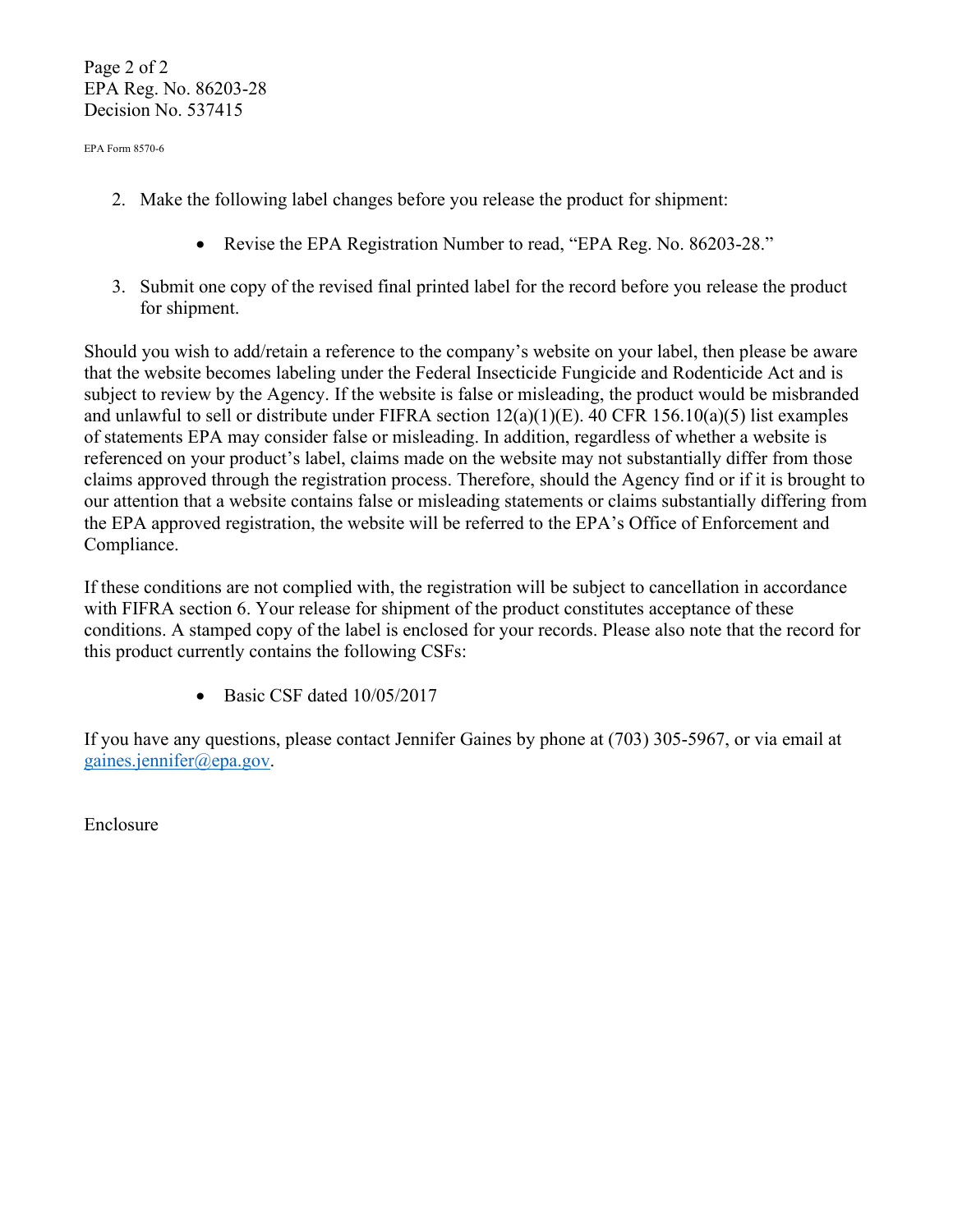Page 2 of 2
EPA Reg. No. 86203-28
Decision No. 537415

EPA Form 8570-6

2. Make the following label changes before you release the product for shipment:

    - Revise the EPA Registration Number to read, "EPA Reg. No. 86203-28."

3. Submit one copy of the revised final printed label for the record before you release the product for shipment.

Should you wish to add/retain a reference to the company's website on your label, then please be aware that the website becomes labeling under the Federal Insecticide Fungicide and Rodenticide Act and is subject to review by the Agency. If the website is false or misleading, the product would be misbranded and unlawful to sell or distribute under FIFRA section 12(a)(1)(E). 40 CFR 156.10(a)(5) list examples of statements EPA may consider false or misleading. In addition, regardless of whether a website is referenced on your product's label, claims made on the website may not substantially differ from those claims approved through the registration process. Therefore, should the Agency find or if it is brought to our attention that a website contains false or misleading statements or claims substantially differing from the EPA approved registration, the website will be referred to the EPA's Office of Enforcement and Compliance.

If these conditions are not complied with, the registration will be subject to cancellation in accordance with FIFRA section 6. Your release for shipment of the product constitutes acceptance of these conditions. A stamped copy of the label is enclosed for your records. Please also note that the record for this product currently contains the following CSFs:

- Basic CSF dated 10/05/2017

If you have any questions, please contact Jennifer Gaines by phone at (703) 305-5967, or via email at gaines.jennifer@epa.gov.

Enclosure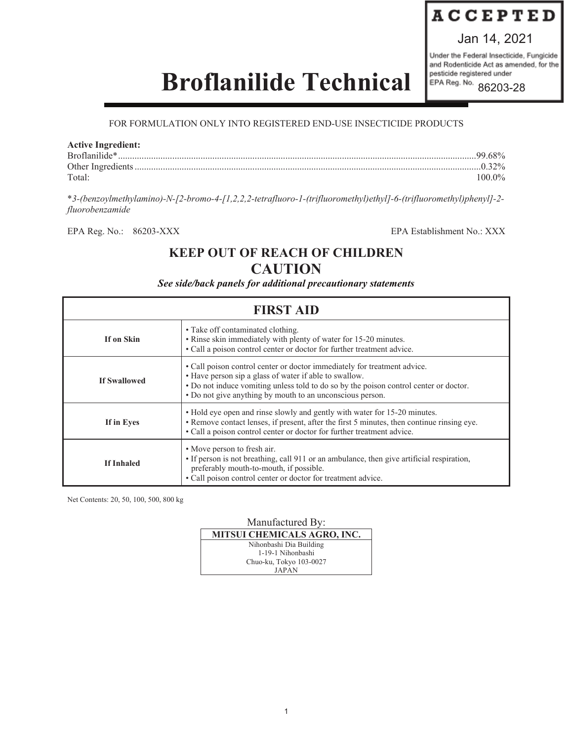ACCEPTED

Jan 14, 2021

Under the Federal Insecticide, Fungicide and Rodenticide Act as amended, for the pesticide registered under EPA Reg. No. 86203-28

# Broflanilide Technical

FOR FORMULATION ONLY INTO REGISTERED END-USE INSECTICIDE PRODUCTS

**Active Ingredient:**

Broflanilide*............................................................................................................99.68%
Other Ingredients.........................................................................................................0.32%
Total: 100.0%

*\*3-(benzoylmethylamino)-N-[2-bromo-4-[1,2,2,2-tetrafluoro-1-(trifluoromethyl)ethyl]-6-(trifluoromethyl)phenyl]-2-fluorobenzamide*

EPA Reg. No.: 86203-XXX EPA Establishment No.: XXX

## KEEP OUT OF REACH OF CHILDREN
## CAUTION

***See side/back panels for additional precautionary statements***

| FIRST AID | |
|---|---|
| **If on Skin** | • Take off contaminated clothing.<br>• Rinse skin immediately with plenty of water for 15-20 minutes.<br>• Call a poison control center or doctor for further treatment advice. |
| **If Swallowed** | • Call poison control center or doctor immediately for treatment advice.<br>• Have person sip a glass of water if able to swallow.<br>• Do not induce vomiting unless told to do so by the poison control center or doctor.<br>• Do not give anything by mouth to an unconscious person. |
| **If in Eyes** | • Hold eye open and rinse slowly and gently with water for 15-20 minutes.<br>• Remove contact lenses, if present, after the first 5 minutes, then continue rinsing eye.<br>• Call a poison control center or doctor for further treatment advice. |
| **If Inhaled** | • Move person to fresh air.<br>• If person is not breathing, call 911 or an ambulance, then give artificial respiration, preferably mouth-to-mouth, if possible.<br>• Call poison control center or doctor for treatment advice. |

Net Contents: 20, 50, 100, 500, 800 kg

Manufactured By:

**MITSUI CHEMICALS AGRO, INC.**
Nihonbashi Dia Building
1-19-1 Nihonbashi
Chuo-ku, Tokyo 103-0027
JAPAN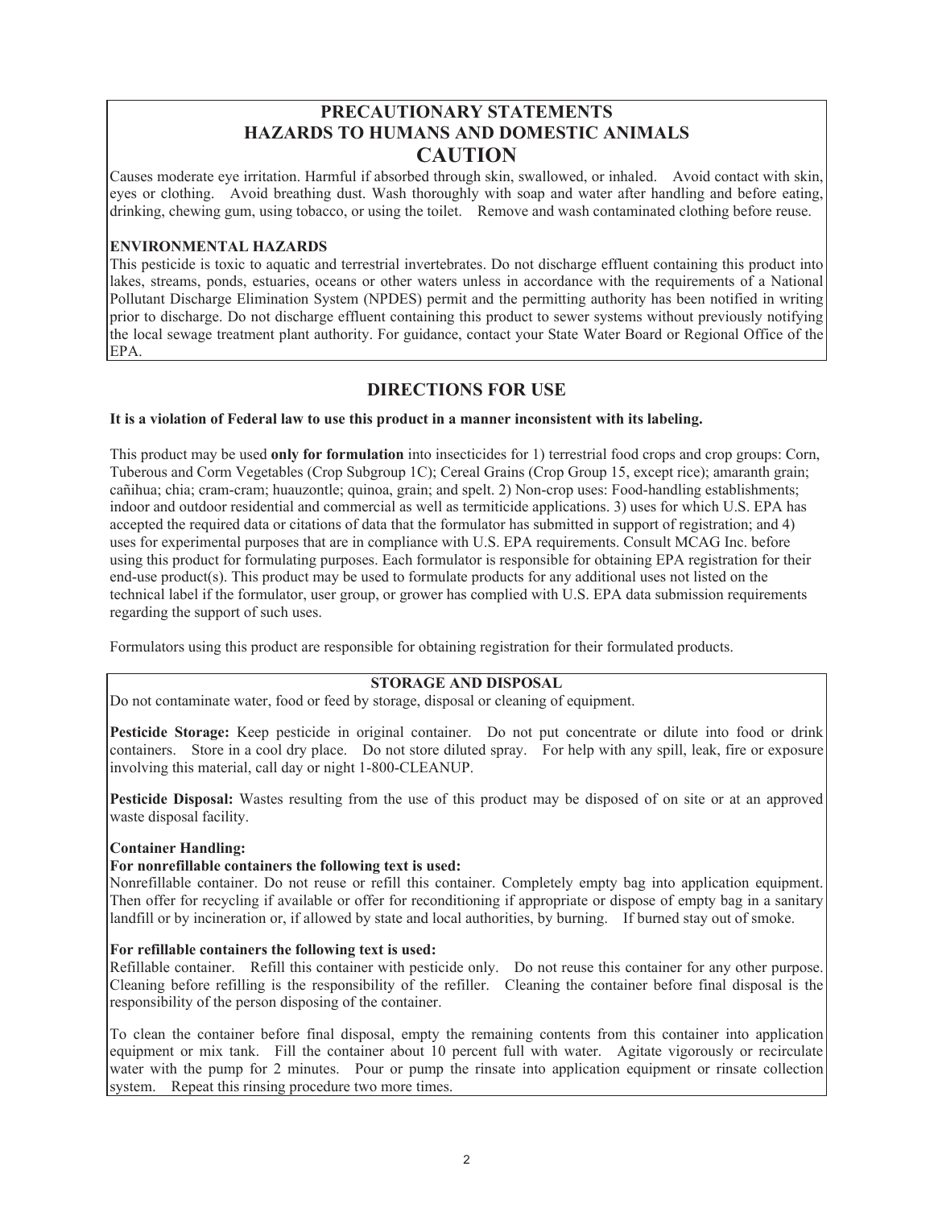## PRECAUTIONARY STATEMENTS
## HAZARDS TO HUMANS AND DOMESTIC ANIMALS
## CAUTION

Causes moderate eye irritation. Harmful if absorbed through skin, swallowed, or inhaled. Avoid contact with skin, eyes or clothing. Avoid breathing dust. Wash thoroughly with soap and water after handling and before eating, drinking, chewing gum, using tobacco, or using the toilet. Remove and wash contaminated clothing before reuse.

**ENVIRONMENTAL HAZARDS**

This pesticide is toxic to aquatic and terrestrial invertebrates. Do not discharge effluent containing this product into lakes, streams, ponds, estuaries, oceans or other waters unless in accordance with the requirements of a National Pollutant Discharge Elimination System (NPDES) permit and the permitting authority has been notified in writing prior to discharge. Do not discharge effluent containing this product to sewer systems without previously notifying the local sewage treatment plant authority. For guidance, contact your State Water Board or Regional Office of the EPA.

## DIRECTIONS FOR USE

**It is a violation of Federal law to use this product in a manner inconsistent with its labeling.**

This product may be used **only for formulation** into insecticides for 1) terrestrial food crops and crop groups: Corn, Tuberous and Corm Vegetables (Crop Subgroup 1C); Cereal Grains (Crop Group 15, except rice); amaranth grain; cañihua; chia; cram-cram; huauzontle; quinoa, grain; and spelt. 2) Non-crop uses: Food-handling establishments; indoor and outdoor residential and commercial as well as termiticide applications. 3) uses for which U.S. EPA has accepted the required data or citations of data that the formulator has submitted in support of registration; and 4) uses for experimental purposes that are in compliance with U.S. EPA requirements. Consult MCAG Inc. before using this product for formulating purposes. Each formulator is responsible for obtaining EPA registration for their end-use product(s). This product may be used to formulate products for any additional uses not listed on the technical label if the formulator, user group, or grower has complied with U.S. EPA data submission requirements regarding the support of such uses.

Formulators using this product are responsible for obtaining registration for their formulated products.

**STORAGE AND DISPOSAL**

Do not contaminate water, food or feed by storage, disposal or cleaning of equipment.

**Pesticide Storage:** Keep pesticide in original container. Do not put concentrate or dilute into food or drink containers. Store in a cool dry place. Do not store diluted spray. For help with any spill, leak, fire or exposure involving this material, call day or night 1-800-CLEANUP.

**Pesticide Disposal:** Wastes resulting from the use of this product may be disposed of on site or at an approved waste disposal facility.

**Container Handling:**

**For nonrefillable containers the following text is used:**

Nonrefillable container. Do not reuse or refill this container. Completely empty bag into application equipment. Then offer for recycling if available or offer for reconditioning if appropriate or dispose of empty bag in a sanitary landfill or by incineration or, if allowed by state and local authorities, by burning. If burned stay out of smoke.

**For refillable containers the following text is used:**

Refillable container. Refill this container with pesticide only. Do not reuse this container for any other purpose. Cleaning before refilling is the responsibility of the refiller. Cleaning the container before final disposal is the responsibility of the person disposing of the container.

To clean the container before final disposal, empty the remaining contents from this container into application equipment or mix tank. Fill the container about 10 percent full with water. Agitate vigorously or recirculate water with the pump for 2 minutes. Pour or pump the rinsate into application equipment or rinsate collection system. Repeat this rinsing procedure two more times.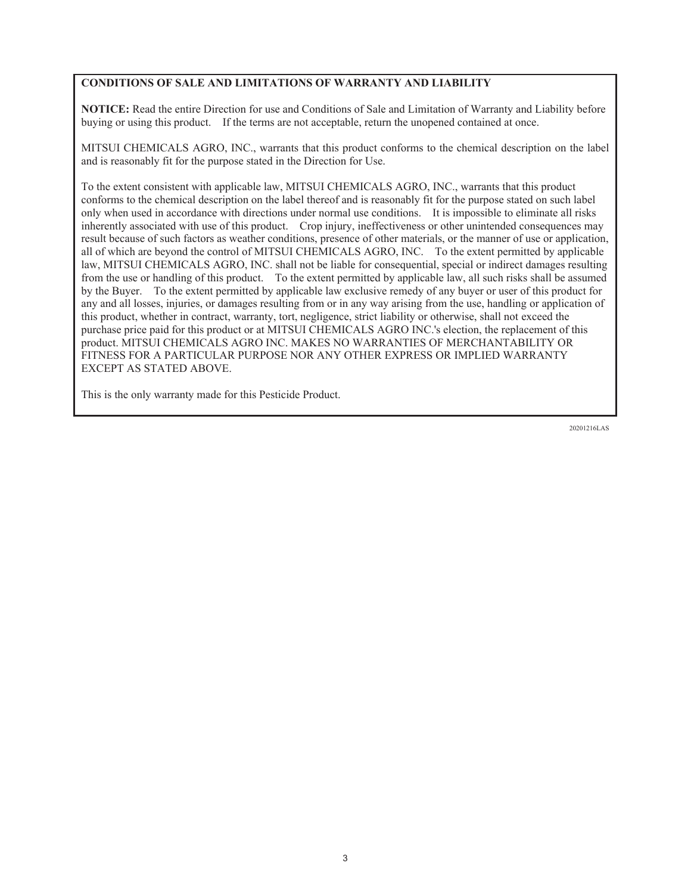**CONDITIONS OF SALE AND LIMITATIONS OF WARRANTY AND LIABILITY**

**NOTICE:** Read the entire Direction for use and Conditions of Sale and Limitation of Warranty and Liability before buying or using this product. If the terms are not acceptable, return the unopened contained at once.

MITSUI CHEMICALS AGRO, INC., warrants that this product conforms to the chemical description on the label and is reasonably fit for the purpose stated in the Direction for Use.

To the extent consistent with applicable law, MITSUI CHEMICALS AGRO, INC., warrants that this product conforms to the chemical description on the label thereof and is reasonably fit for the purpose stated on such label only when used in accordance with directions under normal use conditions. It is impossible to eliminate all risks inherently associated with use of this product. Crop injury, ineffectiveness or other unintended consequences may result because of such factors as weather conditions, presence of other materials, or the manner of use or application, all of which are beyond the control of MITSUI CHEMICALS AGRO, INC. To the extent permitted by applicable law, MITSUI CHEMICALS AGRO, INC. shall not be liable for consequential, special or indirect damages resulting from the use or handling of this product. To the extent permitted by applicable law, all such risks shall be assumed by the Buyer. To the extent permitted by applicable law exclusive remedy of any buyer or user of this product for any and all losses, injuries, or damages resulting from or in any way arising from the use, handling or application of this product, whether in contract, warranty, tort, negligence, strict liability or otherwise, shall not exceed the purchase price paid for this product or at MITSUI CHEMICALS AGRO INC.'s election, the replacement of this product. MITSUI CHEMICALS AGRO INC. MAKES NO WARRANTIES OF MERCHANTABILITY OR FITNESS FOR A PARTICULAR PURPOSE NOR ANY OTHER EXPRESS OR IMPLIED WARRANTY EXCEPT AS STATED ABOVE.

This is the only warranty made for this Pesticide Product.

20201216LAS